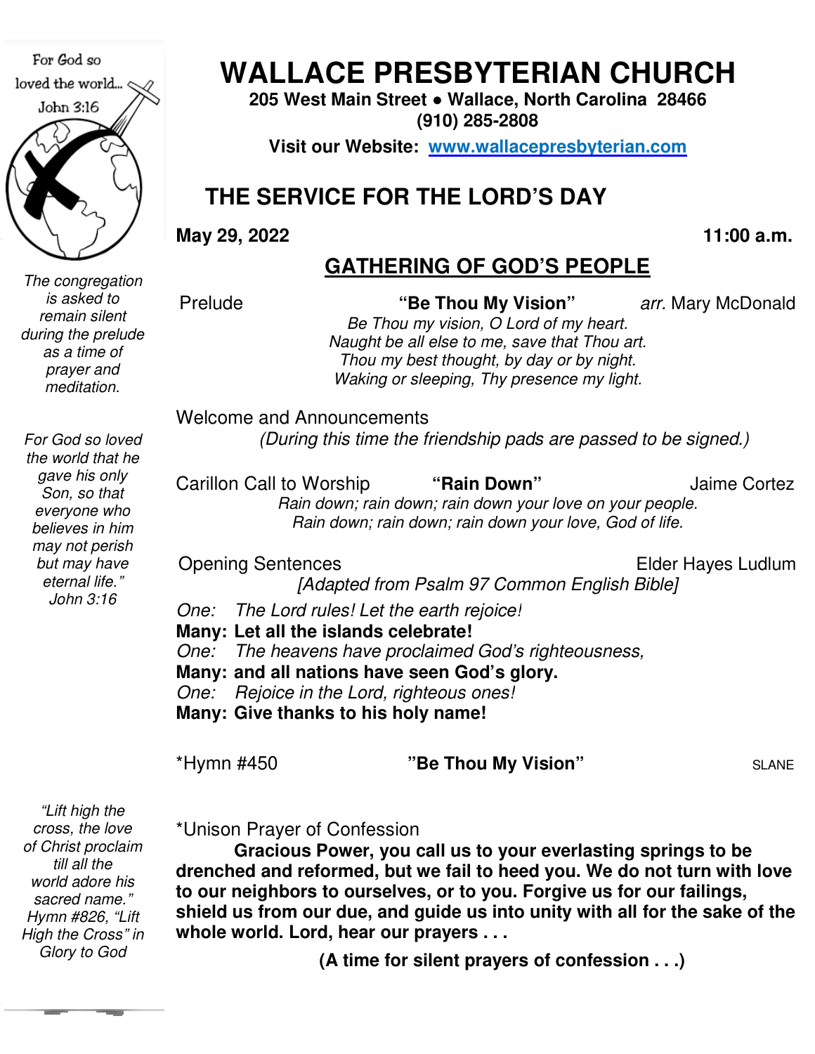# WALLACE PRESBYTERIAN CHURCH

**205 West Main Street • Wallace, North Carolina 28466**
**(910) 285-2808**

**Visit our Website: [www.wallacepresbyterian.com](http://www.wallacepresbyterian.com)**

## THE SERVICE FOR THE LORD'S DAY

**May 29, 2022** **11:00 a.m.**

### GATHERING OF GOD'S PEOPLE

*The congregation is asked to remain silent during the prelude as a time of prayer and meditation.*

Prelude **"Be Thou My Vision"** *arr.* Mary McDonald

*Be Thou my vision, O Lord of my heart.*
*Naught be all else to me, save that Thou art.*
*Thou my best thought, by day or by night.*
*Waking or sleeping, Thy presence my light.*

Welcome and Announcements
*(During this time the friendship pads are passed to be signed.)*

Carillon Call to Worship **"Rain Down"** Jaime Cortez

*Rain down; rain down; rain down your love on your people.*
*Rain down; rain down; rain down your love, God of life.*

Opening Sentences Elder Hayes Ludlum
*[Adapted from Psalm 97 Common English Bible]*

*One: The Lord rules! Let the earth rejoice!*
**Many: Let all the islands celebrate!**
*One: The heavens have proclaimed God's righteousness,*
**Many: and all nations have seen God's glory.**
*One: Rejoice in the Lord, righteous ones!*
**Many: Give thanks to his holy name!**

*For God so loved the world that he gave his only Son, so that everyone who believes in him may not perish but may have eternal life." John 3:16*

*Hymn #450 **"Be Thou My Vision"** SLANE

*"Lift high the cross, the love of Christ proclaim till all the world adore his sacred name." Hymn #826, "Lift High the Cross" in Glory to God*

*Unison Prayer of Confession

**Gracious Power, you call us to your everlasting springs to be drenched and reformed, but we fail to heed you. We do not turn with love to our neighbors to ourselves, or to you. Forgive us for our failings, shield us from our due, and guide us into unity with all for the sake of the whole world. Lord, hear our prayers . . .**

**(A time for silent prayers of confession . . .)**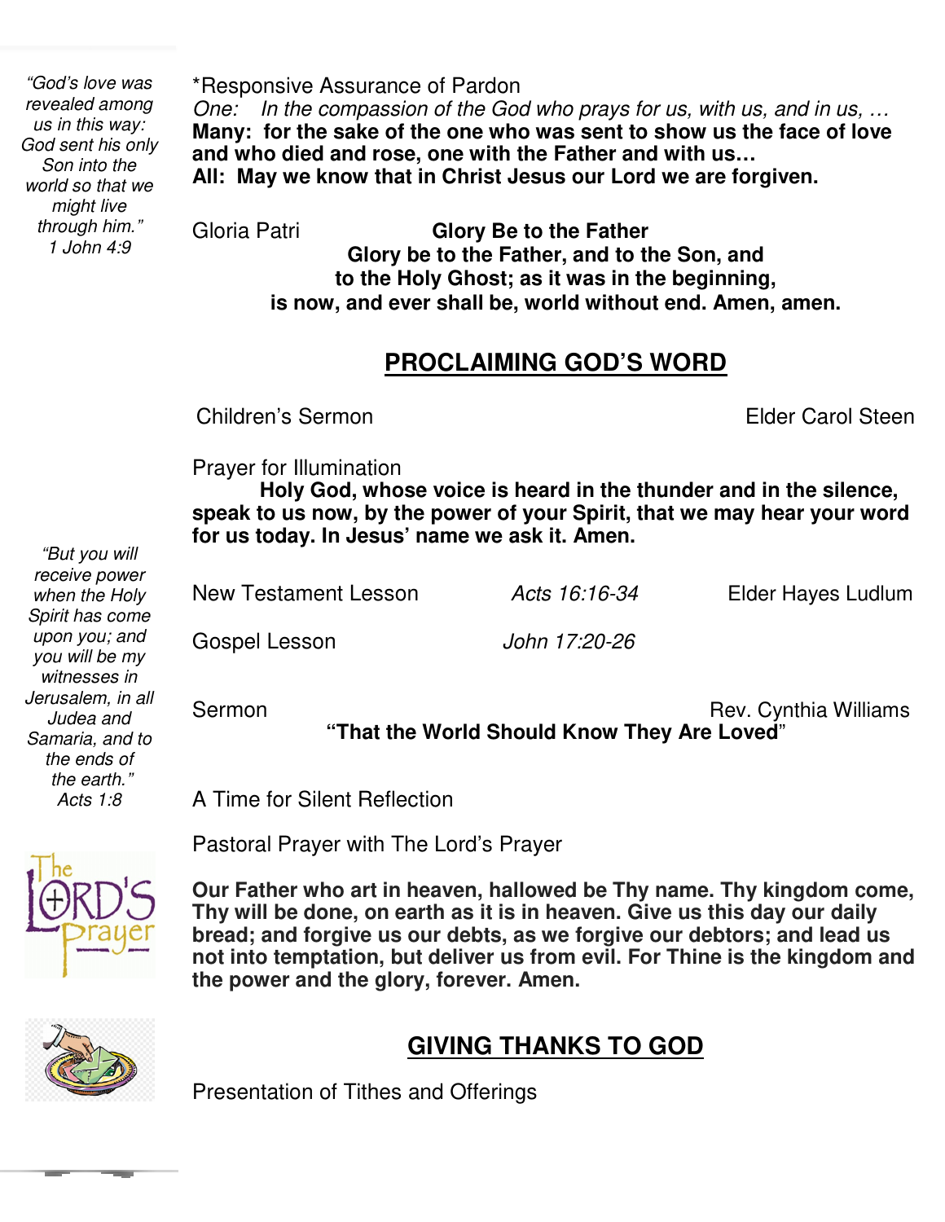*"God's love was revealed among us in this way: God sent his only Son into the world so that we might live through him."*
*1 John 4:9*

*Responsive Assurance of Pardon

*One: In the compassion of the God who prays for us, with us, and in us, …*

**Many: for the sake of the one who was sent to show us the face of love and who died and rose, one with the Father and with us…**

**All: May we know that in Christ Jesus our Lord we are forgiven.**

Gloria Patri **Glory Be to the Father**

**Glory be to the Father, and to the Son, and**
**to the Holy Ghost; as it was in the beginning,**
**is now, and ever shall be, world without end. Amen, amen.**

## PROCLAIMING GOD'S WORD

Children's Sermon Elder Carol Steen

Prayer for Illumination

**Holy God, whose voice is heard in the thunder and in the silence, speak to us now, by the power of your Spirit, that we may hear your word for us today. In Jesus' name we ask it. Amen.**

*"But you will receive power when the Holy Spirit has come upon you; and you will be my witnesses in Jerusalem, in all Judea and Samaria, and to the ends of the earth."*
*Acts 1:8*

New Testament Lesson *Acts 16:16-34* Elder Hayes Ludlum

Gospel Lesson *John 17:20-26*

Sermon Rev. Cynthia Williams

**"That the World Should Know They Are Loved"**

A Time for Silent Reflection

Pastoral Prayer with The Lord's Prayer

**Our Father who art in heaven, hallowed be Thy name. Thy kingdom come, Thy will be done, on earth as it is in heaven. Give us this day our daily bread; and forgive us our debts, as we forgive our debtors; and lead us not into temptation, but deliver us from evil. For Thine is the kingdom and the power and the glory, forever. Amen.**

## GIVING THANKS TO GOD

Presentation of Tithes and Offerings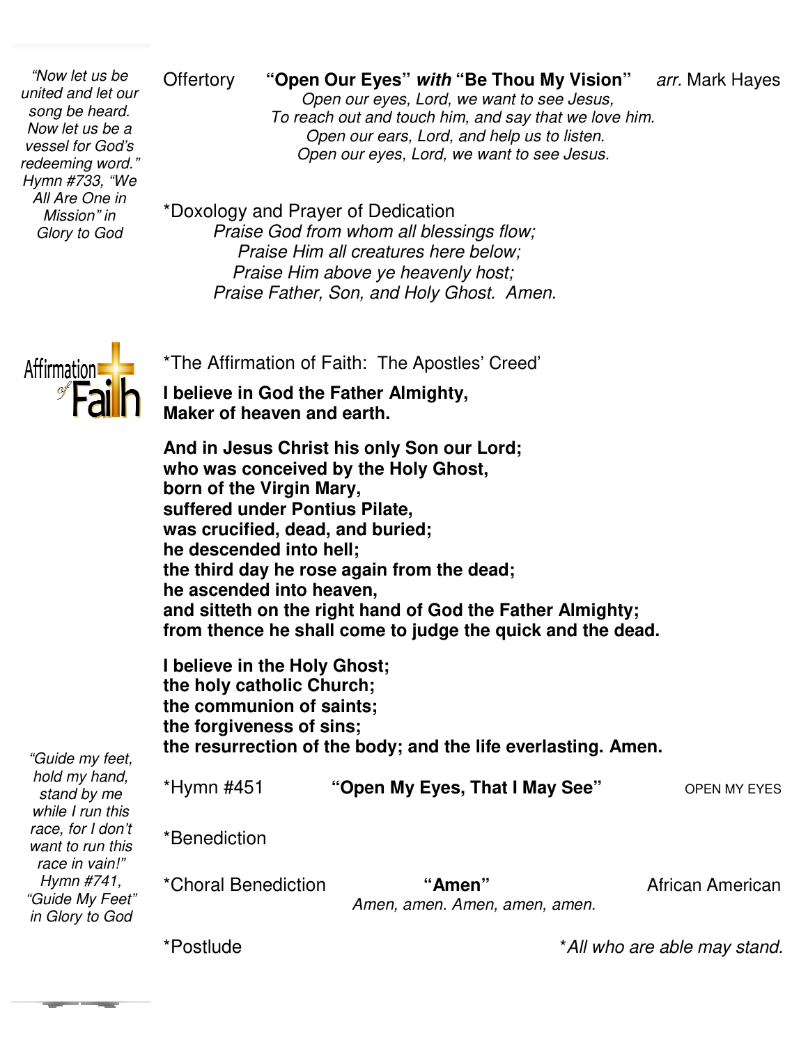*"Now let us be united and let our song be heard. Now let us be a vessel for God's redeeming word." Hymn #733, "We All Are One in Mission" in Glory to God*

Offertory **"Open Our Eyes"** ***with*** **"Be Thou My Vision"** *arr.* Mark Hayes

*Open our eyes, Lord, we want to see Jesus,*
*To reach out and touch him, and say that we love him.*
*Open our ears, Lord, and help us to listen.*
*Open our eyes, Lord, we want to see Jesus.*

*Doxology and Prayer of Dedication

*Praise God from whom all blessings flow;*
*Praise Him all creatures here below;*
*Praise Him above ye heavenly host;*
*Praise Father, Son, and Holy Ghost. Amen.*

Affirmation of Faith

*The Affirmation of Faith: The Apostles' Creed'

**I believe in God the Father Almighty,**
**Maker of heaven and earth.**

**And in Jesus Christ his only Son our Lord;**
**who was conceived by the Holy Ghost,**
**born of the Virgin Mary,**
**suffered under Pontius Pilate,**
**was crucified, dead, and buried;**
**he descended into hell;**
**the third day he rose again from the dead;**
**he ascended into heaven,**
**and sitteth on the right hand of God the Father Almighty;**
**from thence he shall come to judge the quick and the dead.**

**I believe in the Holy Ghost;**
**the holy catholic Church;**
**the communion of saints;**
**the forgiveness of sins;**
**the resurrection of the body; and the life everlasting. Amen.**

*"Guide my feet, hold my hand, stand by me while I run this race, for I don't want to run this race in vain!" Hymn #741, "Guide My Feet" in Glory to God*

*Hymn #451 **"Open My Eyes, That I May See"** OPEN MY EYES

*Benediction

*Choral Benediction **"Amen"** African American

*Amen, amen. Amen, amen, amen.*

*Postlude

**All who are able may stand.*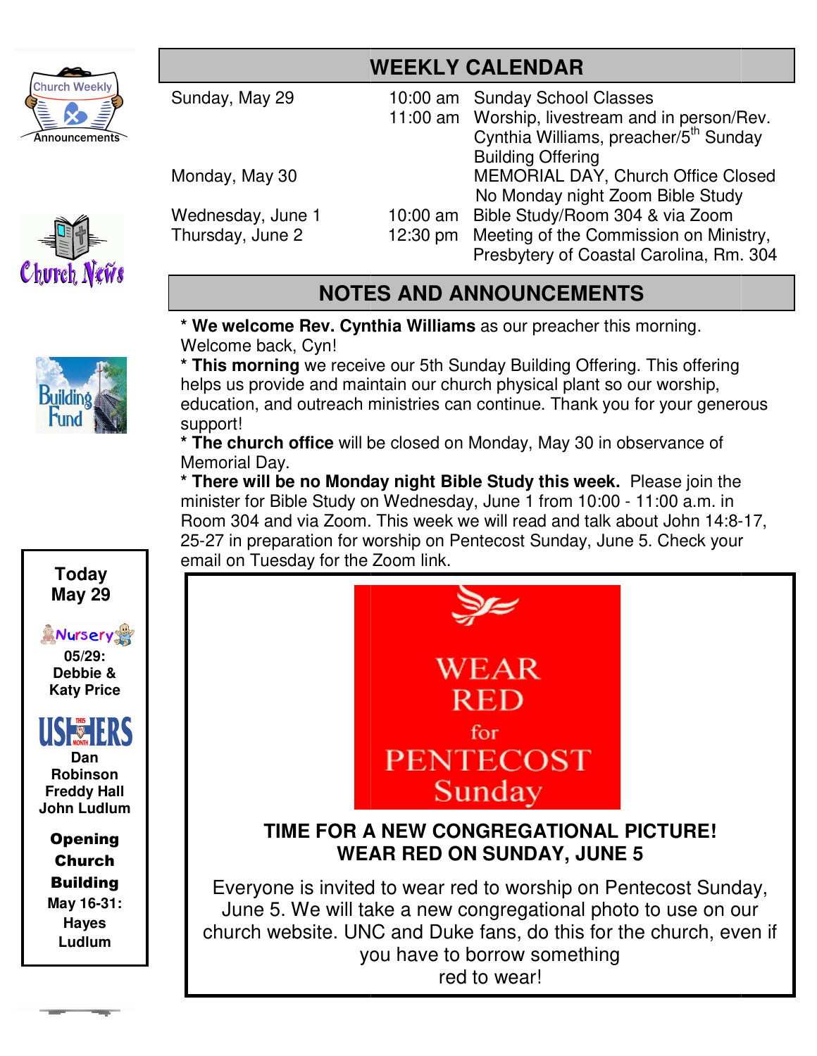## WEEKLY CALENDAR

| | | |
|---|---|---|
| Sunday, May 29 | 10:00 am | Sunday School Classes |
| | 11:00 am | Worship, livestream and in person/Rev. Cynthia Williams, preacher/5th Sunday Building Offering |
| Monday, May 30 | | MEMORIAL DAY, Church Office Closed No Monday night Zoom Bible Study |
| Wednesday, June 1 | 10:00 am | Bible Study/Room 304 & via Zoom |
| Thursday, June 2 | 12:30 pm | Meeting of the Commission on Ministry, Presbytery of Coastal Carolina, Rm. 304 |

## NOTES AND ANNOUNCEMENTS

* **We welcome Rev. Cynthia Williams** as our preacher this morning. Welcome back, Cyn!
* **This morning** we receive our 5th Sunday Building Offering. This offering helps us provide and maintain our church physical plant so our worship, education, and outreach ministries can continue. Thank you for your generous support!
* **The church office** will be closed on Monday, May 30 in observance of Memorial Day.
* **There will be no Monday night Bible Study this week.** Please join the minister for Bible Study on Wednesday, June 1 from 10:00 - 11:00 a.m. in Room 304 and via Zoom. This week we will read and talk about John 14:8-17, 25-27 in preparation for worship on Pentecost Sunday, June 5. Check your email on Tuesday for the Zoom link.

WEAR RED for PENTECOST Sunday

**TIME FOR A NEW CONGREGATIONAL PICTURE!**
**WEAR RED ON SUNDAY, JUNE 5**

Everyone is invited to wear red to worship on Pentecost Sunday, June 5. We will take a new congregational photo to use on our church website. UNC and Duke fans, do this for the church, even if you have to borrow something red to wear!

**Today May 29**

Nursery
**05/29: Debbie & Katy Price**

USHERS
**Dan Robinson**
**Freddy Hall**
**John Ludlum**

**Opening Church Building**
**May 16-31: Hayes Ludlum**